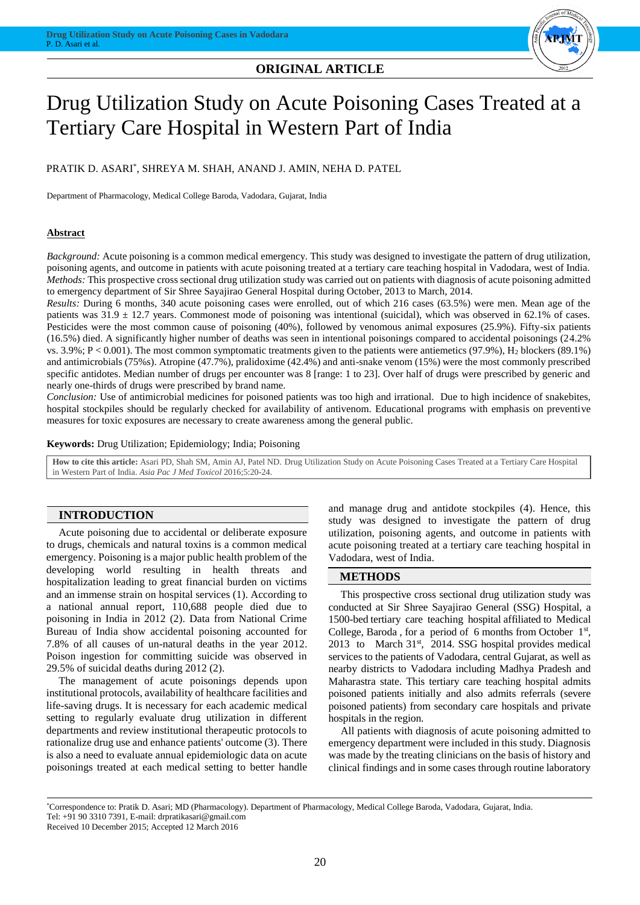## ORIGINAL ARTICLE

# Drug Utilization Study on Acute Poisoning Cases Treated at a Tertiary Care Hospital in Western Part of India

PRATIK D. ASARI*, SHREYA M. SHAH, ANAND J. AMIN, NEHA D. PATEL

Department of Pharmacology, Medical College Baroda, Vadodara, Gujarat, India

### Abstract

*Background:* Acute poisoning is a common medical emergency. This study was designed to investigate the pattern of drug utilization, poisoning agents, and outcome in patients with acute poisoning treated at a tertiary care teaching hospital in Vadodara, west of India.
*Methods:* This prospective cross sectional drug utilization study was carried out on patients with diagnosis of acute poisoning admitted to emergency department of Sir Shree Sayajirao General Hospital during October, 2013 to March, 2014.
*Results:* During 6 months, 340 acute poisoning cases were enrolled, out of which 216 cases (63.5%) were men. Mean age of the patients was 31.9 ± 12.7 years. Commonest mode of poisoning was intentional (suicidal), which was observed in 62.1% of cases. Pesticides were the most common cause of poisoning (40%), followed by venomous animal exposures (25.9%). Fifty-six patients (16.5%) died. A significantly higher number of deaths was seen in intentional poisonings compared to accidental poisonings (24.2% vs. 3.9%; $P < 0.001$). The most common symptomatic treatments given to the patients were antiemetics (97.9%), $H_2$ blockers (89.1%) and antimicrobials (75%s). Atropine (47.7%), pralidoxime (42.4%) and anti-snake venom (15%) were the most commonly prescribed specific antidotes. Median number of drugs per encounter was 8 [range: 1 to 23]. Over half of drugs were prescribed by generic and nearly one-thirds of drugs were prescribed by brand name.
*Conclusion:* Use of antimicrobial medicines for poisoned patients was too high and irrational. Due to high incidence of snakebites, hospital stockpiles should be regularly checked for availability of antivenom. Educational programs with emphasis on preventive measures for toxic exposures are necessary to create awareness among the general public.

**Keywords:** Drug Utilization; Epidemiology; India; Poisoning

**How to cite this article:** Asari PD, Shah SM, Amin AJ, Patel ND. Drug Utilization Study on Acute Poisoning Cases Treated at a Tertiary Care Hospital in Western Part of India. *Asia Pac J Med Toxicol* 2016;5:20-24.

## INTRODUCTION

Acute poisoning due to accidental or deliberate exposure to drugs, chemicals and natural toxins is a common medical emergency. Poisoning is a major public health problem of the developing world resulting in health threats and hospitalization leading to great financial burden on victims and an immense strain on hospital services (1). According to a national annual report, 110,688 people died due to poisoning in India in 2012 (2). Data from National Crime Bureau of India show accidental poisoning accounted for 7.8% of all causes of un-natural deaths in the year 2012. Poison ingestion for committing suicide was observed in 29.5% of suicidal deaths during 2012 (2).

The management of acute poisonings depends upon institutional protocols, availability of healthcare facilities and life-saving drugs. It is necessary for each academic medical setting to regularly evaluate drug utilization in different departments and review institutional therapeutic protocols to rationalize drug use and enhance patients' outcome (3). There is also a need to evaluate annual epidemiologic data on acute poisonings treated at each medical setting to better handle and manage drug and antidote stockpiles (4). Hence, this study was designed to investigate the pattern of drug utilization, poisoning agents, and outcome in patients with acute poisoning treated at a tertiary care teaching hospital in Vadodara, west of India.

## METHODS

This prospective cross sectional drug utilization study was conducted at Sir Shree Sayajirao General (SSG) Hospital, a 1500-bed tertiary care teaching hospital affiliated to Medical College, Baroda , for a period of 6 months from October 1st, 2013 to March 31st, 2014. SSG hospital provides medical services to the patients of Vadodara, central Gujarat, as well as nearby districts to Vadodara including Madhya Pradesh and Maharastra state. This tertiary care teaching hospital admits poisoned patients initially and also admits referrals (severe poisoned patients) from secondary care hospitals and private hospitals in the region.

All patients with diagnosis of acute poisoning admitted to emergency department were included in this study. Diagnosis was made by the treating clinicians on the basis of history and clinical findings and in some cases through routine laboratory

*Correspondence to: Pratik D. Asari; MD (Pharmacology). Department of Pharmacology, Medical College Baroda, Vadodara, Gujarat, India.
Tel: +91 90 3310 7391, E-mail: drpratikasari@gmail.com
Received 10 December 2015; Accepted 12 March 2016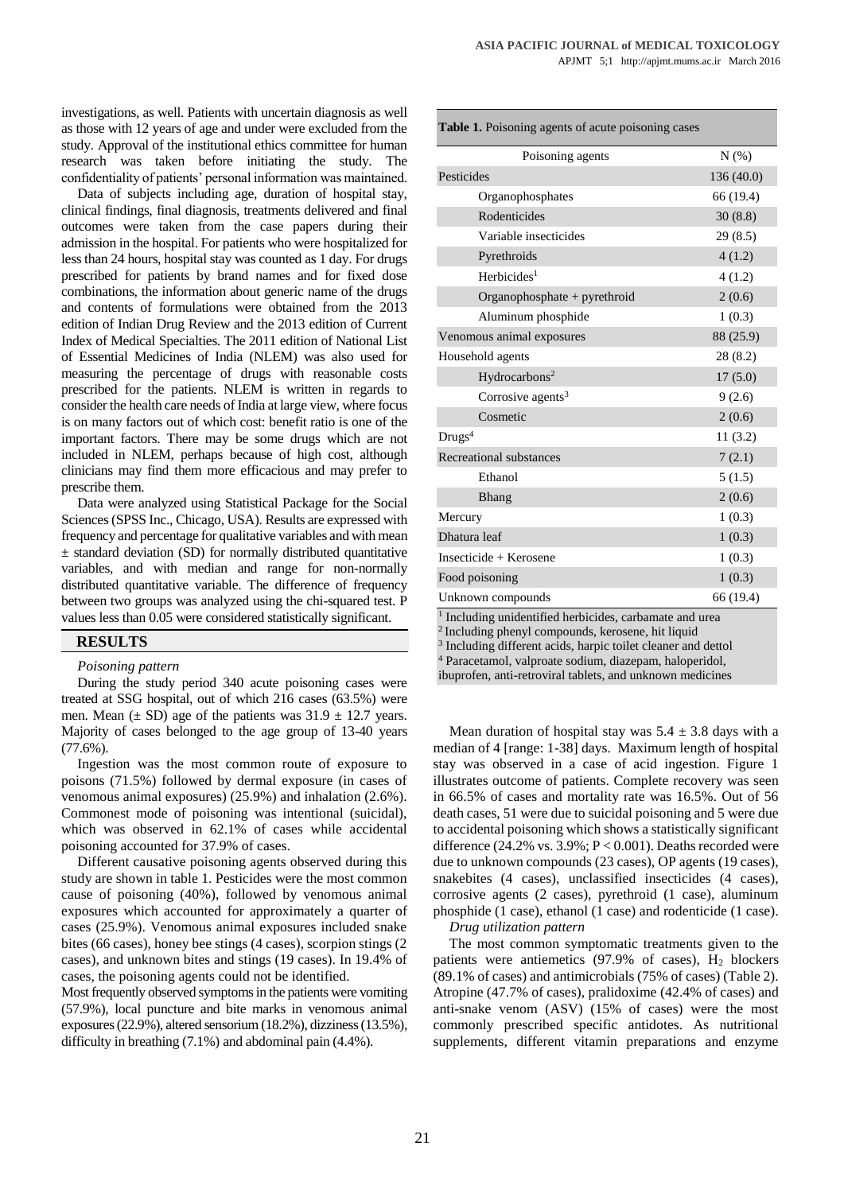investigations, as well. Patients with uncertain diagnosis as well as those with 12 years of age and under were excluded from the study. Approval of the institutional ethics committee for human research was taken before initiating the study. The confidentiality of patients' personal information was maintained.

Data of subjects including age, duration of hospital stay, clinical findings, final diagnosis, treatments delivered and final outcomes were taken from the case papers during their admission in the hospital. For patients who were hospitalized for less than 24 hours, hospital stay was counted as 1 day. For drugs prescribed for patients by brand names and for fixed dose combinations, the information about generic name of the drugs and contents of formulations were obtained from the 2013 edition of Indian Drug Review and the 2013 edition of Current Index of Medical Specialties. The 2011 edition of National List of Essential Medicines of India (NLEM) was also used for measuring the percentage of drugs with reasonable costs prescribed for the patients. NLEM is written in regards to consider the health care needs of India at large view, where focus is on many factors out of which cost: benefit ratio is one of the important factors. There may be some drugs which are not included in NLEM, perhaps because of high cost, although clinicians may find them more efficacious and may prefer to prescribe them.

Data were analyzed using Statistical Package for the Social Sciences (SPSS Inc., Chicago, USA). Results are expressed with frequency and percentage for qualitative variables and with mean ± standard deviation (SD) for normally distributed quantitative variables, and with median and range for non-normally distributed quantitative variable. The difference of frequency between two groups was analyzed using the chi-squared test. P values less than 0.05 were considered statistically significant.

## RESULTS

*Poisoning pattern*

During the study period 340 acute poisoning cases were treated at SSG hospital, out of which 216 cases (63.5%) were men. Mean (± SD) age of the patients was 31.9 ± 12.7 years. Majority of cases belonged to the age group of 13-40 years (77.6%).

Ingestion was the most common route of exposure to poisons (71.5%) followed by dermal exposure (in cases of venomous animal exposures) (25.9%) and inhalation (2.6%). Commonest mode of poisoning was intentional (suicidal), which was observed in 62.1% of cases while accidental poisoning accounted for 37.9% of cases.

Different causative poisoning agents observed during this study are shown in table 1. Pesticides were the most common cause of poisoning (40%), followed by venomous animal exposures which accounted for approximately a quarter of cases (25.9%). Venomous animal exposures included snake bites (66 cases), honey bee stings (4 cases), scorpion stings (2 cases), and unknown bites and stings (19 cases). In 19.4% of cases, the poisoning agents could not be identified.

Most frequently observed symptoms in the patients were vomiting (57.9%), local puncture and bite marks in venomous animal exposures (22.9%), altered sensorium (18.2%), dizziness (13.5%), difficulty in breathing (7.1%) and abdominal pain (4.4%).

**Table 1.** Poisoning agents of acute poisoning cases

| Poisoning agents | N (%) |
|---|---|
| Pesticides | 136 (40.0) |
| Organophosphates | 66 (19.4) |
| Rodenticides | 30 (8.8) |
| Variable insecticides | 29 (8.5) |
| Pyrethroids | 4 (1.2) |
| Herbicides[1] | 4 (1.2) |
| Organophosphate + pyrethroid | 2 (0.6) |
| Aluminum phosphide | 1 (0.3) |
| Venomous animal exposures | 88 (25.9) |
| Household agents | 28 (8.2) |
| Hydrocarbons[2] | 17 (5.0) |
| Corrosive agents[3] | 9 (2.6) |
| Cosmetic | 2 (0.6) |
| Drugs[4] | 11 (3.2) |
| Recreational substances | 7 (2.1) |
| Ethanol | 5 (1.5) |
| Bhang | 2 (0.6) |
| Mercury | 1 (0.3) |
| Dhatura leaf | 1 (0.3) |
| Insecticide + Kerosene | 1 (0.3) |
| Food poisoning | 1 (0.3) |
| Unknown compounds | 66 (19.4) |

[1] Including unidentified herbicides, carbamate and urea
[2] Including phenyl compounds, kerosene, hit liquid
[3] Including different acids, harpic toilet cleaner and dettol
[4] Paracetamol, valproate sodium, diazepam, haloperidol, ibuprofen, anti-retroviral tablets, and unknown medicines

Mean duration of hospital stay was 5.4 ± 3.8 days with a median of 4 [range: 1-38] days. Maximum length of hospital stay was observed in a case of acid ingestion. Figure 1 illustrates outcome of patients. Complete recovery was seen in 66.5% of cases and mortality rate was 16.5%. Out of 56 death cases, 51 were due to suicidal poisoning and 5 were due to accidental poisoning which shows a statistically significant difference (24.2% vs. 3.9%; $P < 0.001$). Deaths recorded were due to unknown compounds (23 cases), OP agents (19 cases), snakebites (4 cases), unclassified insecticides (4 cases), corrosive agents (2 cases), pyrethroid (1 case), aluminum phosphide (1 case), ethanol (1 case) and rodenticide (1 case).

*Drug utilization pattern*

The most common symptomatic treatments given to the patients were antiemetics (97.9% of cases), $H_2$ blockers (89.1% of cases) and antimicrobials (75% of cases) (Table 2). Atropine (47.7% of cases), pralidoxime (42.4% of cases) and anti-snake venom (ASV) (15% of cases) were the most commonly prescribed specific antidotes. As nutritional supplements, different vitamin preparations and enzyme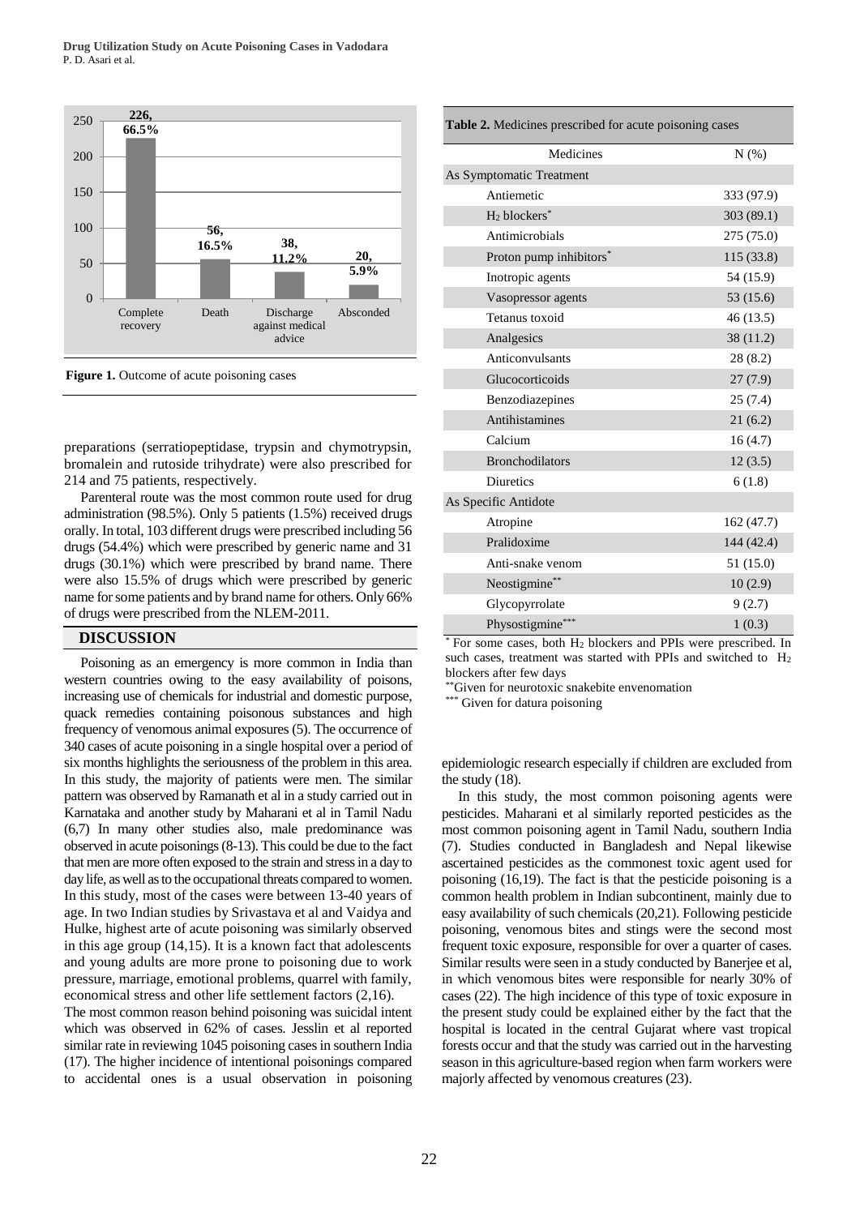Figure 1 (bar chart):

| Outcome | N | % |
|---|---|---|
| Complete recovery | 226 | 66.5% |
| Death | 56 | 16.5% |
| Discharge against medical advice | 38 | 11.2% |
| Absconded | 20 | 5.9% |

**Figure 1.** Outcome of acute poisoning cases

preparations (serratiopeptidase, trypsin and chymotrypsin, bromalein and rutoside trihydrate) were also prescribed for 214 and 75 patients, respectively.

Parenteral route was the most common route used for drug administration (98.5%). Only 5 patients (1.5%) received drugs orally. In total, 103 different drugs were prescribed including 56 drugs (54.4%) which were prescribed by generic name and 31 drugs (30.1%) which were prescribed by brand name. There were also 15.5% of drugs which were prescribed by generic name for some patients and by brand name for others. Only 66% of drugs were prescribed from the NLEM-2011.

## DISCUSSION

Poisoning as an emergency is more common in India than western countries owing to the easy availability of poisons, increasing use of chemicals for industrial and domestic purpose, quack remedies containing poisonous substances and high frequency of venomous animal exposures (5). The occurrence of 340 cases of acute poisoning in a single hospital over a period of six months highlights the seriousness of the problem in this area. In this study, the majority of patients were men. The similar pattern was observed by Ramanath et al in a study carried out in Karnataka and another study by Maharani et al in Tamil Nadu (6,7) In many other studies also, male predominance was observed in acute poisonings (8-13). This could be due to the fact that men are more often exposed to the strain and stress in a day to day life, as well as to the occupational threats compared to women. In this study, most of the cases were between 13-40 years of age. In two Indian studies by Srivastava et al and Vaidya and Hulke, highest arte of acute poisoning was similarly observed in this age group (14,15). It is a known fact that adolescents and young adults are more prone to poisoning due to work pressure, marriage, emotional problems, quarrel with family, economical stress and other life settlement factors (2,16).

The most common reason behind poisoning was suicidal intent which was observed in 62% of cases. Jesslin et al reported similar rate in reviewing 1045 poisoning cases in southern India (17). The higher incidence of intentional poisonings compared to accidental ones is a usual observation in poisoning epidemiologic research especially if children are excluded from the study (18).

In this study, the most common poisoning agents were pesticides. Maharani et al similarly reported pesticides as the most common poisoning agent in Tamil Nadu, southern India (7). Studies conducted in Bangladesh and Nepal likewise ascertained pesticides as the commonest toxic agent used for poisoning (16,19). The fact is that the pesticide poisoning is a common health problem in Indian subcontinent, mainly due to easy availability of such chemicals (20,21). Following pesticide poisoning, venomous bites and stings were the second most frequent toxic exposure, responsible for over a quarter of cases. Similar results were seen in a study conducted by Banerjee et al, in which venomous bites were responsible for nearly 30% of cases (22). The high incidence of this type of toxic exposure in the present study could be explained either by the fact that the hospital is located in the central Gujarat where vast tropical forests occur and that the study was carried out in the harvesting season in this agriculture-based region when farm workers were majorly affected by venomous creatures (23).

**Table 2.** Medicines prescribed for acute poisoning cases

| Medicines | N (%) |
|---|---|
| **As Symptomatic Treatment** | |
| Antiemetic | 333 (97.9) |
| $H_2$ blockers* | 303 (89.1) |
| Antimicrobials | 275 (75.0) |
| Proton pump inhibitors* | 115 (33.8) |
| Inotropic agents | 54 (15.9) |
| Vasopressor agents | 53 (15.6) |
| Tetanus toxoid | 46 (13.5) |
| Analgesics | 38 (11.2) |
| Anticonvulsants | 28 (8.2) |
| Glucocorticoids | 27 (7.9) |
| Benzodiazepines | 25 (7.4) |
| Antihistamines | 21 (6.2) |
| Calcium | 16 (4.7) |
| Bronchodilators | 12 (3.5) |
| Diuretics | 6 (1.8) |
| **As Specific Antidote** | |
| Atropine | 162 (47.7) |
| Pralidoxime | 144 (42.4) |
| Anti-snake venom | 51 (15.0) |
| Neostigmine** | 10 (2.9) |
| Glycopyrrolate | 9 (2.7) |
| Physostigmine*** | 1 (0.3) |

\* For some cases, both $H_2$ blockers and PPIs were prescribed. In such cases, treatment was started with PPIs and switched to $H_2$ blockers after few days

** Given for neurotoxic snakebite envenomation

*** Given for datura poisoning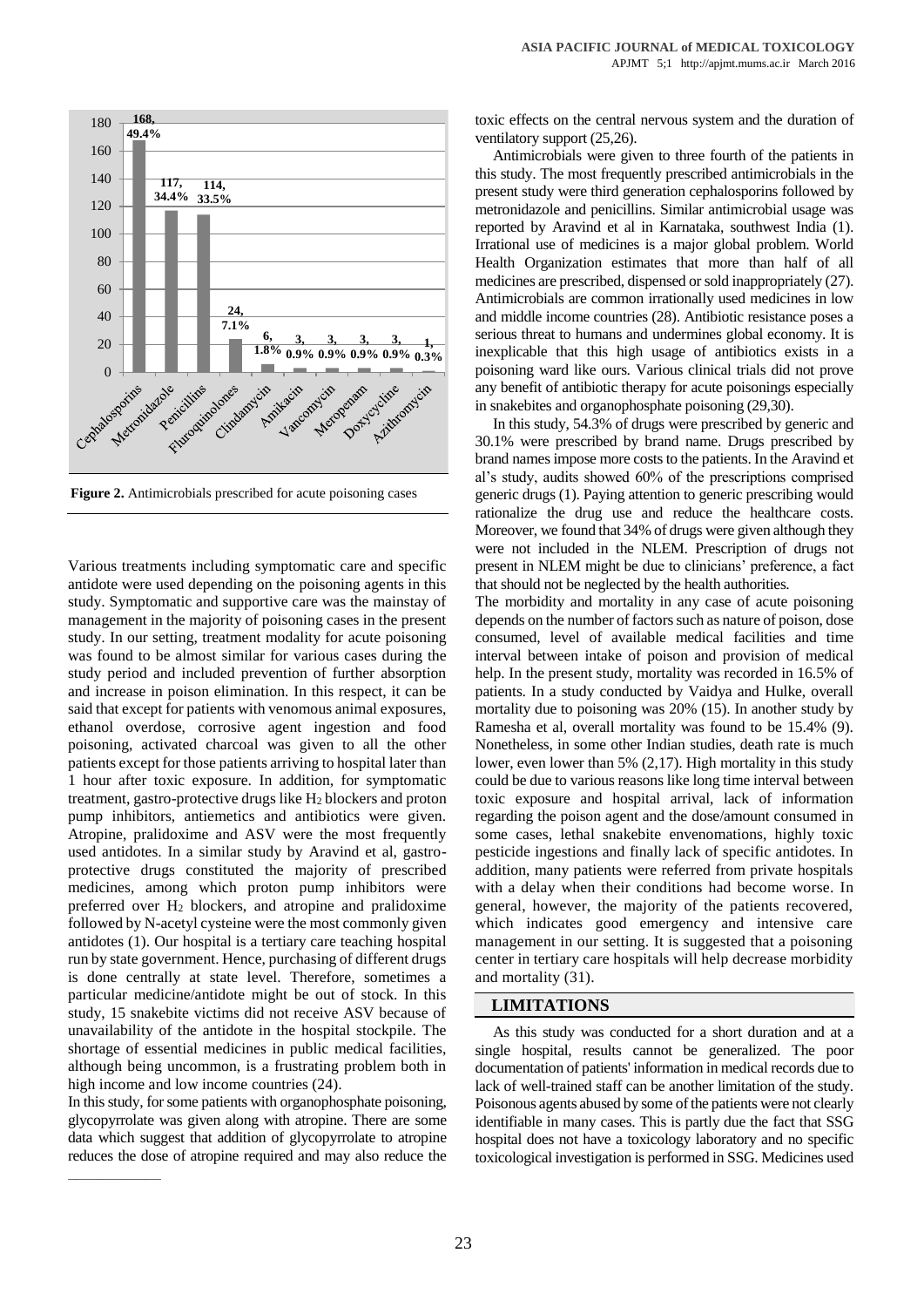**Figure 2.** Antimicrobials prescribed for acute poisoning cases

Various treatments including symptomatic care and specific antidote were used depending on the poisoning agents in this study. Symptomatic and supportive care was the mainstay of management in the majority of poisoning cases in the present study. In our setting, treatment modality for acute poisoning was found to be almost similar for various cases during the study period and included prevention of further absorption and increase in poison elimination. In this respect, it can be said that except for patients with venomous animal exposures, ethanol overdose, corrosive agent ingestion and food poisoning, activated charcoal was given to all the other patients except for those patients arriving to hospital later than 1 hour after toxic exposure. In addition, for symptomatic treatment, gastro-protective drugs like $H_2$ blockers and proton pump inhibitors, antiemetics and antibiotics were given. Atropine, pralidoxime and ASV were the most frequently used antidotes. In a similar study by Aravind et al, gastro-protective drugs constituted the majority of prescribed medicines, among which proton pump inhibitors were preferred over $H_2$ blockers, and atropine and pralidoxime followed by N-acetyl cysteine were the most commonly given antidotes (1). Our hospital is a tertiary care teaching hospital run by state government. Hence, purchasing of different drugs is done centrally at state level. Therefore, sometimes a particular medicine/antidote might be out of stock. In this study, 15 snakebite victims did not receive ASV because of unavailability of the antidote in the hospital stockpile. The shortage of essential medicines in public medical facilities, although being uncommon, is a frustrating problem both in high income and low income countries (24).

In this study, for some patients with organophosphate poisoning, glycopyrrolate was given along with atropine. There are some data which suggest that addition of glycopyrrolate to atropine reduces the dose of atropine required and may also reduce the toxic effects on the central nervous system and the duration of ventilatory support (25,26).

Antimicrobials were given to three fourth of the patients in this study. The most frequently prescribed antimicrobials in the present study were third generation cephalosporins followed by metronidazole and penicillins. Similar antimicrobial usage was reported by Aravind et al in Karnataka, southwest India (1). Irrational use of medicines is a major global problem. World Health Organization estimates that more than half of all medicines are prescribed, dispensed or sold inappropriately (27). Antimicrobials are common irrationally used medicines in low and middle income countries (28). Antibiotic resistance poses a serious threat to humans and undermines global economy. It is inexplicable that this high usage of antibiotics exists in a poisoning ward like ours. Various clinical trials did not prove any benefit of antibiotic therapy for acute poisonings especially in snakebites and organophosphate poisoning (29,30).

In this study, 54.3% of drugs were prescribed by generic and 30.1% were prescribed by brand name. Drugs prescribed by brand names impose more costs to the patients. In the Aravind et al's study, audits showed 60% of the prescriptions comprised generic drugs (1). Paying attention to generic prescribing would rationalize the drug use and reduce the healthcare costs. Moreover, we found that 34% of drugs were given although they were not included in the NLEM. Prescription of drugs not present in NLEM might be due to clinicians' preference, a fact that should not be neglected by the health authorities.

The morbidity and mortality in any case of acute poisoning depends on the number of factors such as nature of poison, dose consumed, level of available medical facilities and time interval between intake of poison and provision of medical help. In the present study, mortality was recorded in 16.5% of patients. In a study conducted by Vaidya and Hulke, overall mortality due to poisoning was 20% (15). In another study by Ramesha et al, overall mortality was found to be 15.4% (9). Nonetheless, in some other Indian studies, death rate is much lower, even lower than 5% (2,17). High mortality in this study could be due to various reasons like long time interval between toxic exposure and hospital arrival, lack of information regarding the poison agent and the dose/amount consumed in some cases, lethal snakebite envenomations, highly toxic pesticide ingestions and finally lack of specific antidotes. In addition, many patients were referred from private hospitals with a delay when their conditions had become worse. In general, however, the majority of the patients recovered, which indicates good emergency and intensive care management in our setting. It is suggested that a poisoning center in tertiary care hospitals will help decrease morbidity and mortality (31).

## LIMITATIONS

As this study was conducted for a short duration and at a single hospital, results cannot be generalized. The poor documentation of patients' information in medical records due to lack of well-trained staff can be another limitation of the study. Poisonous agents abused by some of the patients were not clearly identifiable in many cases. This is partly due the fact that SSG hospital does not have a toxicology laboratory and no specific toxicological investigation is performed in SSG. Medicines used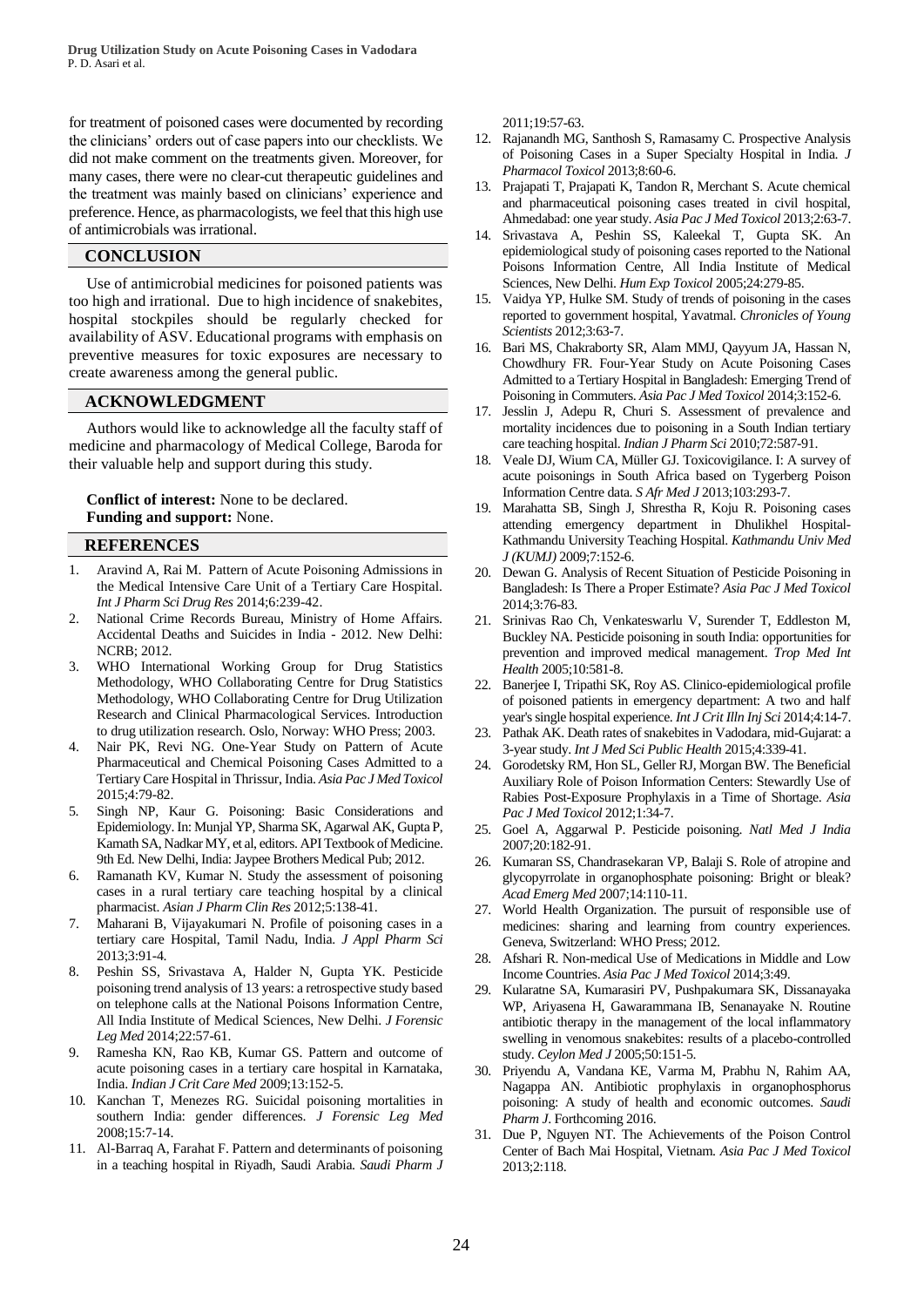for treatment of poisoned cases were documented by recording the clinicians' orders out of case papers into our checklists. We did not make comment on the treatments given. Moreover, for many cases, there were no clear-cut therapeutic guidelines and the treatment was mainly based on clinicians' experience and preference. Hence, as pharmacologists, we feel that this high use of antimicrobials was irrational.

## CONCLUSION

Use of antimicrobial medicines for poisoned patients was too high and irrational. Due to high incidence of snakebites, hospital stockpiles should be regularly checked for availability of ASV. Educational programs with emphasis on preventive measures for toxic exposures are necessary to create awareness among the general public.

## ACKNOWLEDGMENT

Authors would like to acknowledge all the faculty staff of medicine and pharmacology of Medical College, Baroda for their valuable help and support during this study.

**Conflict of interest:** None to be declared.
**Funding and support:** None.

## REFERENCES

1. Aravind A, Rai M. Pattern of Acute Poisoning Admissions in the Medical Intensive Care Unit of a Tertiary Care Hospital. *Int J Pharm Sci Drug Res* 2014;6:239-42.
2. National Crime Records Bureau, Ministry of Home Affairs. Accidental Deaths and Suicides in India - 2012. New Delhi: NCRB; 2012.
3. WHO International Working Group for Drug Statistics Methodology, WHO Collaborating Centre for Drug Statistics Methodology, WHO Collaborating Centre for Drug Utilization Research and Clinical Pharmacological Services. Introduction to drug utilization research. Oslo, Norway: WHO Press; 2003.
4. Nair PK, Revi NG. One-Year Study on Pattern of Acute Pharmaceutical and Chemical Poisoning Cases Admitted to a Tertiary Care Hospital in Thrissur, India. *Asia Pac J Med Toxicol* 2015;4:79-82.
5. Singh NP, Kaur G. Poisoning: Basic Considerations and Epidemiology. In: Munjal YP, Sharma SK, Agarwal AK, Gupta P, Kamath SA, Nadkar MY, et al, editors. API Textbook of Medicine. 9th Ed. New Delhi, India: Jaypee Brothers Medical Pub; 2012.
6. Ramanath KV, Kumar N. Study the assessment of poisoning cases in a rural tertiary care teaching hospital by a clinical pharmacist. *Asian J Pharm Clin Res* 2012;5:138-41.
7. Maharani B, Vijayakumari N. Profile of poisoning cases in a tertiary care Hospital, Tamil Nadu, India. *J Appl Pharm Sci* 2013;3:91-4.
8. Peshin SS, Srivastava A, Halder N, Gupta YK. Pesticide poisoning trend analysis of 13 years: a retrospective study based on telephone calls at the National Poisons Information Centre, All India Institute of Medical Sciences, New Delhi. *J Forensic Leg Med* 2014;22:57-61.
9. Ramesha KN, Rao KB, Kumar GS. Pattern and outcome of acute poisoning cases in a tertiary care hospital in Karnataka, India. *Indian J Crit Care Med* 2009;13:152-5.
10. Kanchan T, Menezes RG. Suicidal poisoning mortalities in southern India: gender differences. *J Forensic Leg Med* 2008;15:7-14.
11. Al-Barraq A, Farahat F. Pattern and determinants of poisoning in a teaching hospital in Riyadh, Saudi Arabia. *Saudi Pharm J* 2011;19:57-63.
12. Rajanandh MG, Santhosh S, Ramasamy C. Prospective Analysis of Poisoning Cases in a Super Specialty Hospital in India. *J Pharmacol Toxicol* 2013;8:60-6.
13. Prajapati T, Prajapati K, Tandon R, Merchant S. Acute chemical and pharmaceutical poisoning cases treated in civil hospital, Ahmedabad: one year study. *Asia Pac J Med Toxicol* 2013;2:63-7.
14. Srivastava A, Peshin SS, Kaleekal T, Gupta SK. An epidemiological study of poisoning cases reported to the National Poisons Information Centre, All India Institute of Medical Sciences, New Delhi. *Hum Exp Toxicol* 2005;24:279-85.
15. Vaidya YP, Hulke SM. Study of trends of poisoning in the cases reported to government hospital, Yavatmal. *Chronicles of Young Scientists* 2012;3:63-7.
16. Bari MS, Chakraborty SR, Alam MMJ, Qayyum JA, Hassan N, Chowdhury FR. Four-Year Study on Acute Poisoning Cases Admitted to a Tertiary Hospital in Bangladesh: Emerging Trend of Poisoning in Commuters. *Asia Pac J Med Toxicol* 2014;3:152-6.
17. Jesslin J, Adepu R, Churi S. Assessment of prevalence and mortality incidences due to poisoning in a South Indian tertiary care teaching hospital. *Indian J Pharm Sci* 2010;72:587-91.
18. Veale DJ, Wium CA, Müller GJ. Toxicovigilance. I: A survey of acute poisonings in South Africa based on Tygerberg Poison Information Centre data. *S Afr Med J* 2013;103:293-7.
19. Marahatta SB, Singh J, Shrestha R, Koju R. Poisoning cases attending emergency department in Dhulikhel Hospital-Kathmandu University Teaching Hospital. *Kathmandu Univ Med J (KUMJ)* 2009;7:152-6.
20. Dewan G. Analysis of Recent Situation of Pesticide Poisoning in Bangladesh: Is There a Proper Estimate? *Asia Pac J Med Toxicol* 2014;3:76-83.
21. Srinivas Rao Ch, Venkateswarlu V, Surender T, Eddleston M, Buckley NA. Pesticide poisoning in south India: opportunities for prevention and improved medical management. *Trop Med Int Health* 2005;10:581-8.
22. Banerjee I, Tripathi SK, Roy AS. Clinico-epidemiological profile of poisoned patients in emergency department: A two and half year's single hospital experience. *Int J Crit Illn Inj Sci* 2014;4:14-7.
23. Pathak AK. Death rates of snakebites in Vadodara, mid-Gujarat: a 3-year study. *Int J Med Sci Public Health* 2015;4:339-41.
24. Gorodetsky RM, Hon SL, Geller RJ, Morgan BW. The Beneficial Auxiliary Role of Poison Information Centers: Stewardly Use of Rabies Post-Exposure Prophylaxis in a Time of Shortage. *Asia Pac J Med Toxicol* 2012;1:34-7.
25. Goel A, Aggarwal P. Pesticide poisoning. *Natl Med J India* 2007;20:182-91.
26. Kumaran SS, Chandrasekaran VP, Balaji S. Role of atropine and glycopyrrolate in organophosphate poisoning: Bright or bleak? *Acad Emerg Med* 2007;14:110-11.
27. World Health Organization. The pursuit of responsible use of medicines: sharing and learning from country experiences. Geneva, Switzerland: WHO Press; 2012.
28. Afshari R. Non-medical Use of Medications in Middle and Low Income Countries. *Asia Pac J Med Toxicol* 2014;3:49.
29. Kularatne SA, Kumarasiri PV, Pushpakumara SK, Dissanayaka WP, Ariyasena H, Gawarammana IB, Senanayake N. Routine antibiotic therapy in the management of the local inflammatory swelling in venomous snakebites: results of a placebo-controlled study. *Ceylon Med J* 2005;50:151-5.
30. Priyendu A, Vandana KE, Varma M, Prabhu N, Rahim AA, Nagappa AN. Antibiotic prophylaxis in organophosphorus poisoning: A study of health and economic outcomes. *Saudi Pharm J*. Forthcoming 2016.
31. Due P, Nguyen NT. The Achievements of the Poison Control Center of Bach Mai Hospital, Vietnam. *Asia Pac J Med Toxicol* 2013;2:118.